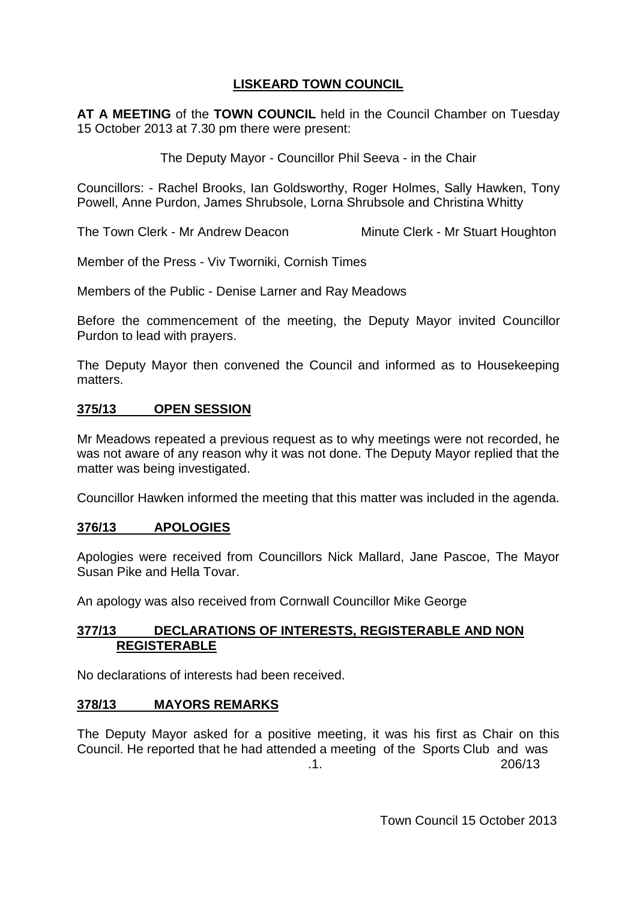# LISKEARD TOWN COUNCIL

**AT A MEETING** of the **TOWN COUNCIL** held in the Council Chamber on Tuesday 15 October 2013 at 7.30 pm there were present:

The Deputy Mayor - Councillor Phil Seeva - in the Chair

Councillors: - Rachel Brooks, Ian Goldsworthy, Roger Holmes, Sally Hawken, Tony Powell, Anne Purdon, James Shrubsole, Lorna Shrubsole and Christina Whitty

The Town Clerk - Mr Andrew Deacon Minute Clerk - Mr Stuart Houghton

Member of the Press - Viv Tworniki, Cornish Times

Members of the Public - Denise Larner and Ray Meadows

Before the commencement of the meeting, the Deputy Mayor invited Councillor Purdon to lead with prayers.

The Deputy Mayor then convened the Council and informed as to Housekeeping matters.

## 375/13 OPEN SESSION

Mr Meadows repeated a previous request as to why meetings were not recorded, he was not aware of any reason why it was not done. The Deputy Mayor replied that the matter was being investigated.

Councillor Hawken informed the meeting that this matter was included in the agenda.

## 376/13 APOLOGIES

Apologies were received from Councillors Nick Mallard, Jane Pascoe, The Mayor Susan Pike and Hella Tovar.

An apology was also received from Cornwall Councillor Mike George

## 377/13 DECLARATIONS OF INTERESTS, REGISTERABLE AND NON REGISTERABLE

No declarations of interests had been received.

## 378/13 MAYORS REMARKS

The Deputy Mayor asked for a positive meeting, it was his first as Chair on this Council. He reported that he had attended a meeting of the Sports Club and was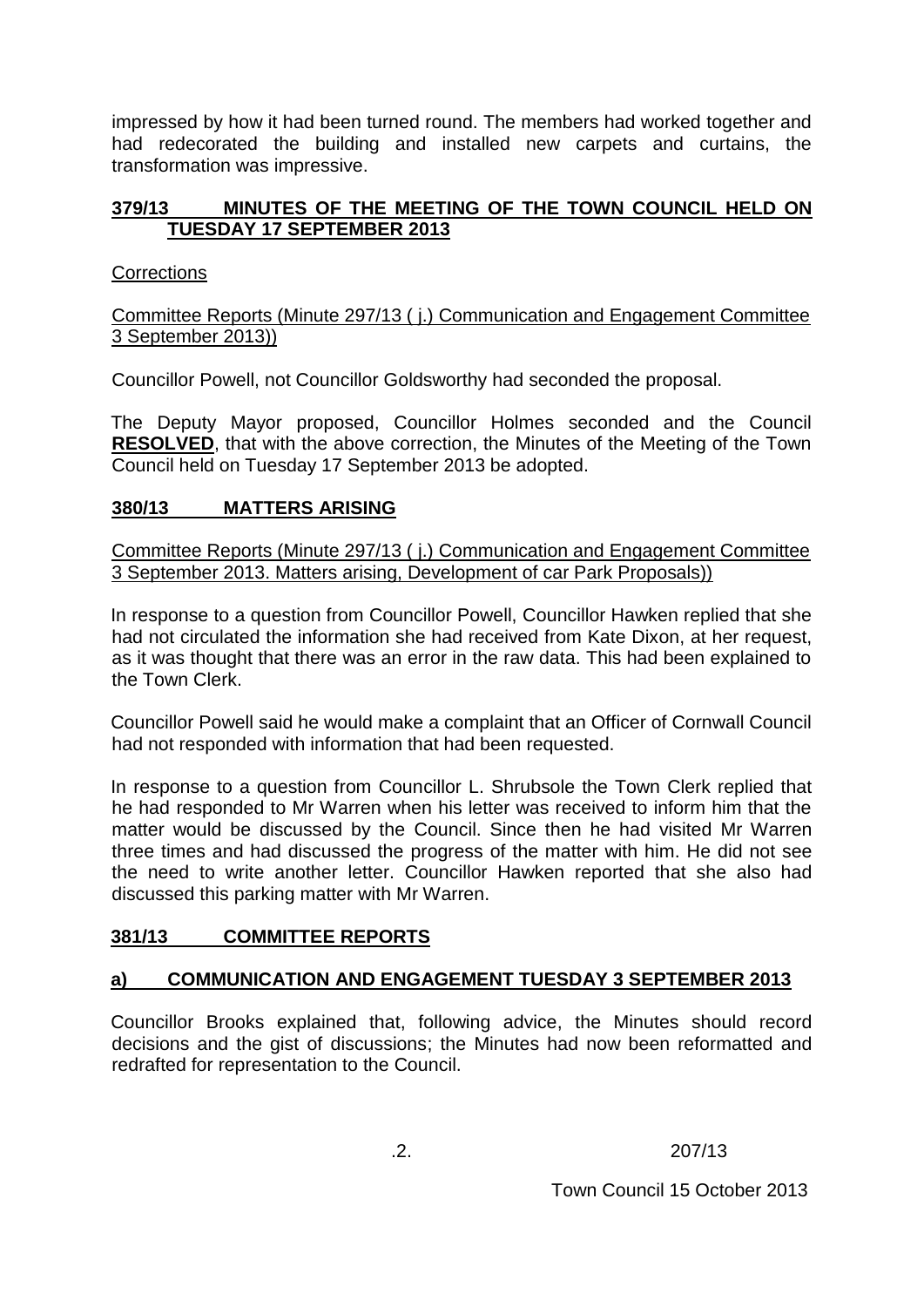impressed by how it had been turned round. The members had worked together and had redecorated the building and installed new carpets and curtains, the transformation was impressive.

## 379/13 MINUTES OF THE MEETING OF THE TOWN COUNCIL HELD ON TUESDAY 17 SEPTEMBER 2013

Corrections

Committee Reports (Minute 297/13 ( j.) Communication and Engagement Committee 3 September 2013))

Councillor Powell, not Councillor Goldsworthy had seconded the proposal.

The Deputy Mayor proposed, Councillor Holmes seconded and the Council **RESOLVED**, that with the above correction, the Minutes of the Meeting of the Town Council held on Tuesday 17 September 2013 be adopted.

## 380/13 MATTERS ARISING

Committee Reports (Minute 297/13 ( j.) Communication and Engagement Committee 3 September 2013. Matters arising, Development of car Park Proposals))

In response to a question from Councillor Powell, Councillor Hawken replied that she had not circulated the information she had received from Kate Dixon, at her request, as it was thought that there was an error in the raw data. This had been explained to the Town Clerk.

Councillor Powell said he would make a complaint that an Officer of Cornwall Council had not responded with information that had been requested.

In response to a question from Councillor L. Shrubsole the Town Clerk replied that he had responded to Mr Warren when his letter was received to inform him that the matter would be discussed by the Council. Since then he had visited Mr Warren three times and had discussed the progress of the matter with him. He did not see the need to write another letter. Councillor Hawken reported that she also had discussed this parking matter with Mr Warren.

## 381/13 COMMITTEE REPORTS

### a) COMMUNICATION AND ENGAGEMENT TUESDAY 3 SEPTEMBER 2013

Councillor Brooks explained that, following advice, the Minutes should record decisions and the gist of discussions; the Minutes had now been reformatted and redrafted for representation to the Council.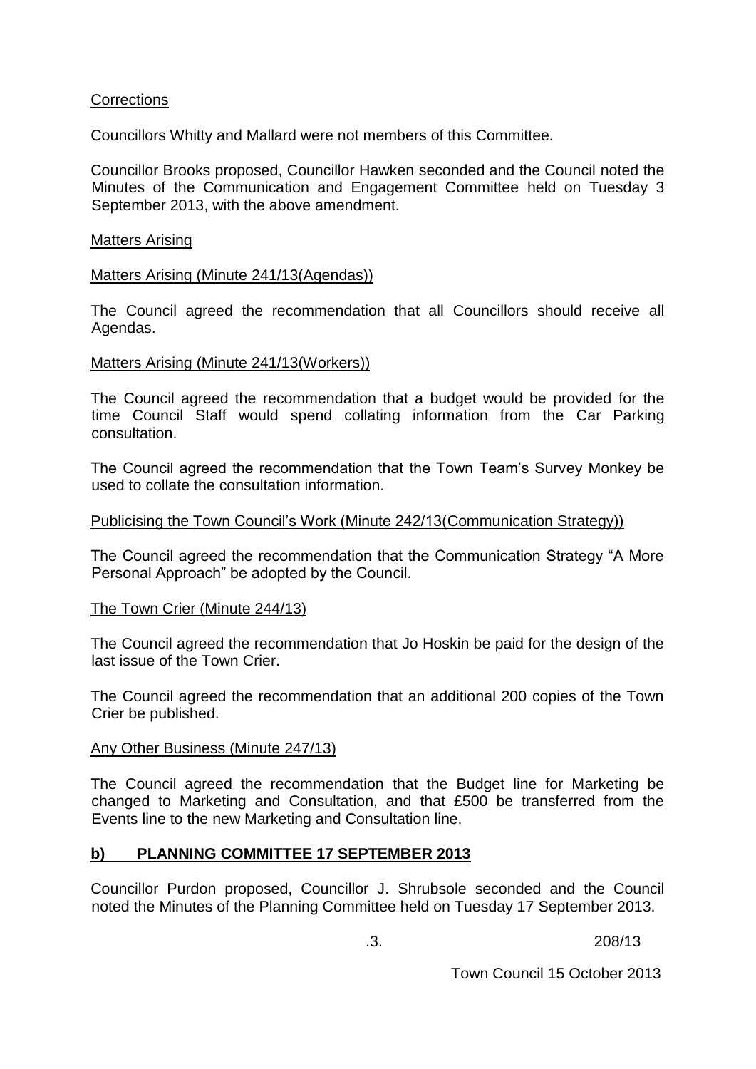Corrections

Councillors Whitty and Mallard were not members of this Committee.

Councillor Brooks proposed, Councillor Hawken seconded and the Council noted the Minutes of the Communication and Engagement Committee held on Tuesday 3 September 2013, with the above amendment.

Matters Arising

Matters Arising (Minute 241/13(Agendas))

The Council agreed the recommendation that all Councillors should receive all Agendas.

Matters Arising (Minute 241/13(Workers))

The Council agreed the recommendation that a budget would be provided for the time Council Staff would spend collating information from the Car Parking consultation.

The Council agreed the recommendation that the Town Team's Survey Monkey be used to collate the consultation information.

Publicising the Town Council's Work (Minute 242/13(Communication Strategy))

The Council agreed the recommendation that the Communication Strategy "A More Personal Approach" be adopted by the Council.

The Town Crier (Minute 244/13)

The Council agreed the recommendation that Jo Hoskin be paid for the design of the last issue of the Town Crier.

The Council agreed the recommendation that an additional 200 copies of the Town Crier be published.

Any Other Business (Minute 247/13)

The Council agreed the recommendation that the Budget line for Marketing be changed to Marketing and Consultation, and that £500 be transferred from the Events line to the new Marketing and Consultation line.

## b) PLANNING COMMITTEE 17 SEPTEMBER 2013

Councillor Purdon proposed, Councillor J. Shrubsole seconded and the Council noted the Minutes of the Planning Committee held on Tuesday 17 September 2013.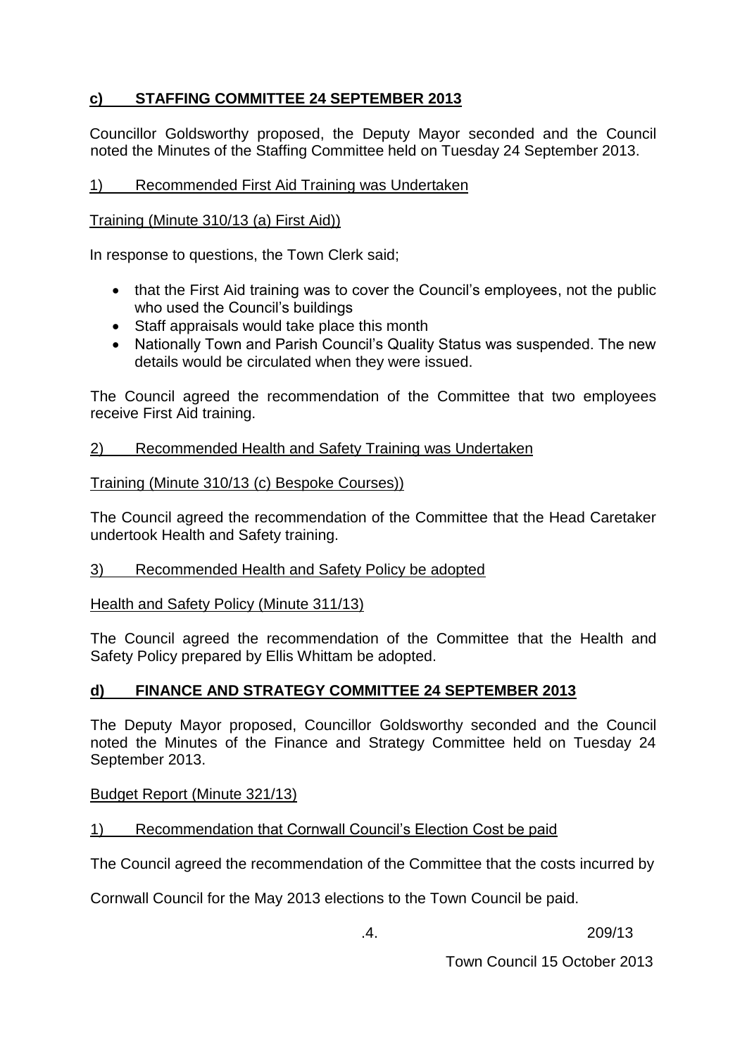## c) STAFFING COMMITTEE 24 SEPTEMBER 2013

Councillor Goldsworthy proposed, the Deputy Mayor seconded and the Council noted the Minutes of the Staffing Committee held on Tuesday 24 September 2013.

1) Recommended First Aid Training was Undertaken

Training (Minute 310/13 (a) First Aid))

In response to questions, the Town Clerk said;

- that the First Aid training was to cover the Council's employees, not the public who used the Council's buildings
- Staff appraisals would take place this month
- Nationally Town and Parish Council's Quality Status was suspended. The new details would be circulated when they were issued.

The Council agreed the recommendation of the Committee that two employees receive First Aid training.

2) Recommended Health and Safety Training was Undertaken

Training (Minute 310/13 (c) Bespoke Courses))

The Council agreed the recommendation of the Committee that the Head Caretaker undertook Health and Safety training.

3) Recommended Health and Safety Policy be adopted

Health and Safety Policy (Minute 311/13)

The Council agreed the recommendation of the Committee that the Health and Safety Policy prepared by Ellis Whittam be adopted.

## d) FINANCE AND STRATEGY COMMITTEE 24 SEPTEMBER 2013

The Deputy Mayor proposed, Councillor Goldsworthy seconded and the Council noted the Minutes of the Finance and Strategy Committee held on Tuesday 24 September 2013.

Budget Report (Minute 321/13)

1) Recommendation that Cornwall Council's Election Cost be paid

The Council agreed the recommendation of the Committee that the costs incurred by

Cornwall Council for the May 2013 elections to the Town Council be paid.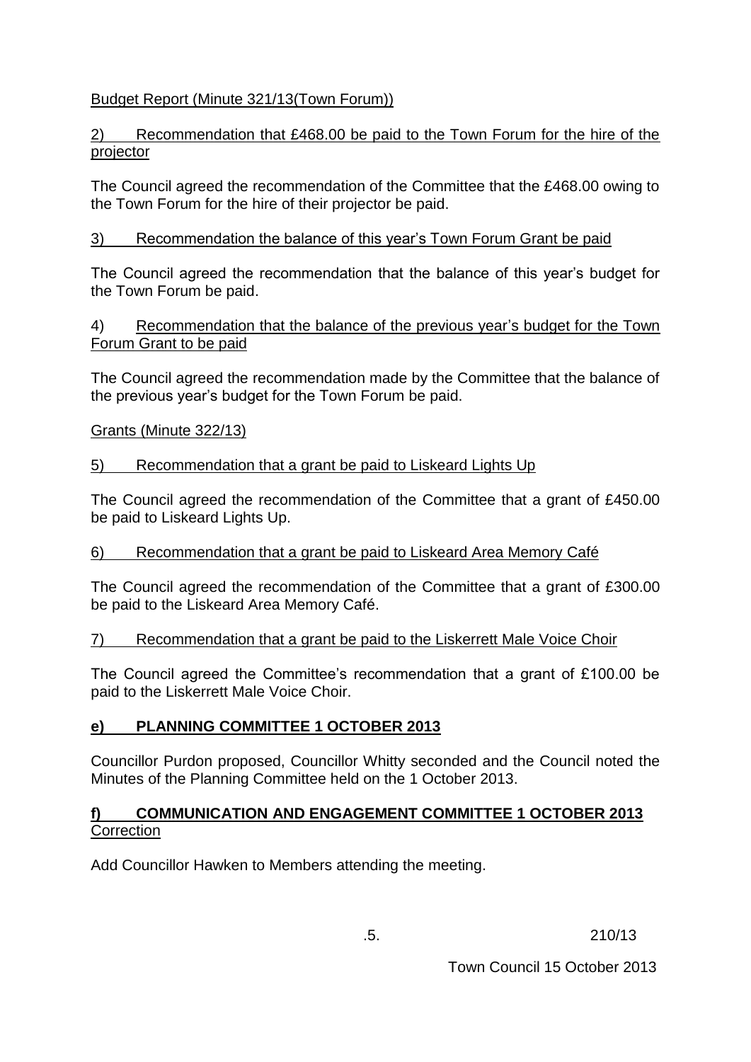Budget Report (Minute 321/13(Town Forum))

2) Recommendation that £468.00 be paid to the Town Forum for the hire of the projector

The Council agreed the recommendation of the Committee that the £468.00 owing to the Town Forum for the hire of their projector be paid.

3) Recommendation the balance of this year's Town Forum Grant be paid

The Council agreed the recommendation that the balance of this year's budget for the Town Forum be paid.

4) Recommendation that the balance of the previous year's budget for the Town Forum Grant to be paid

The Council agreed the recommendation made by the Committee that the balance of the previous year's budget for the Town Forum be paid.

Grants (Minute 322/13)

5) Recommendation that a grant be paid to Liskeard Lights Up

The Council agreed the recommendation of the Committee that a grant of £450.00 be paid to Liskeard Lights Up.

6) Recommendation that a grant be paid to Liskeard Area Memory Café

The Council agreed the recommendation of the Committee that a grant of £300.00 be paid to the Liskeard Area Memory Café.

7) Recommendation that a grant be paid to the Liskerrett Male Voice Choir

The Council agreed the Committee's recommendation that a grant of £100.00 be paid to the Liskerrett Male Voice Choir.

**e) PLANNING COMMITTEE 1 OCTOBER 2013**

Councillor Purdon proposed, Councillor Whitty seconded and the Council noted the Minutes of the Planning Committee held on the 1 October 2013.

**f) COMMUNICATION AND ENGAGEMENT COMMITTEE 1 OCTOBER 2013**
Correction

Add Councillor Hawken to Members attending the meeting.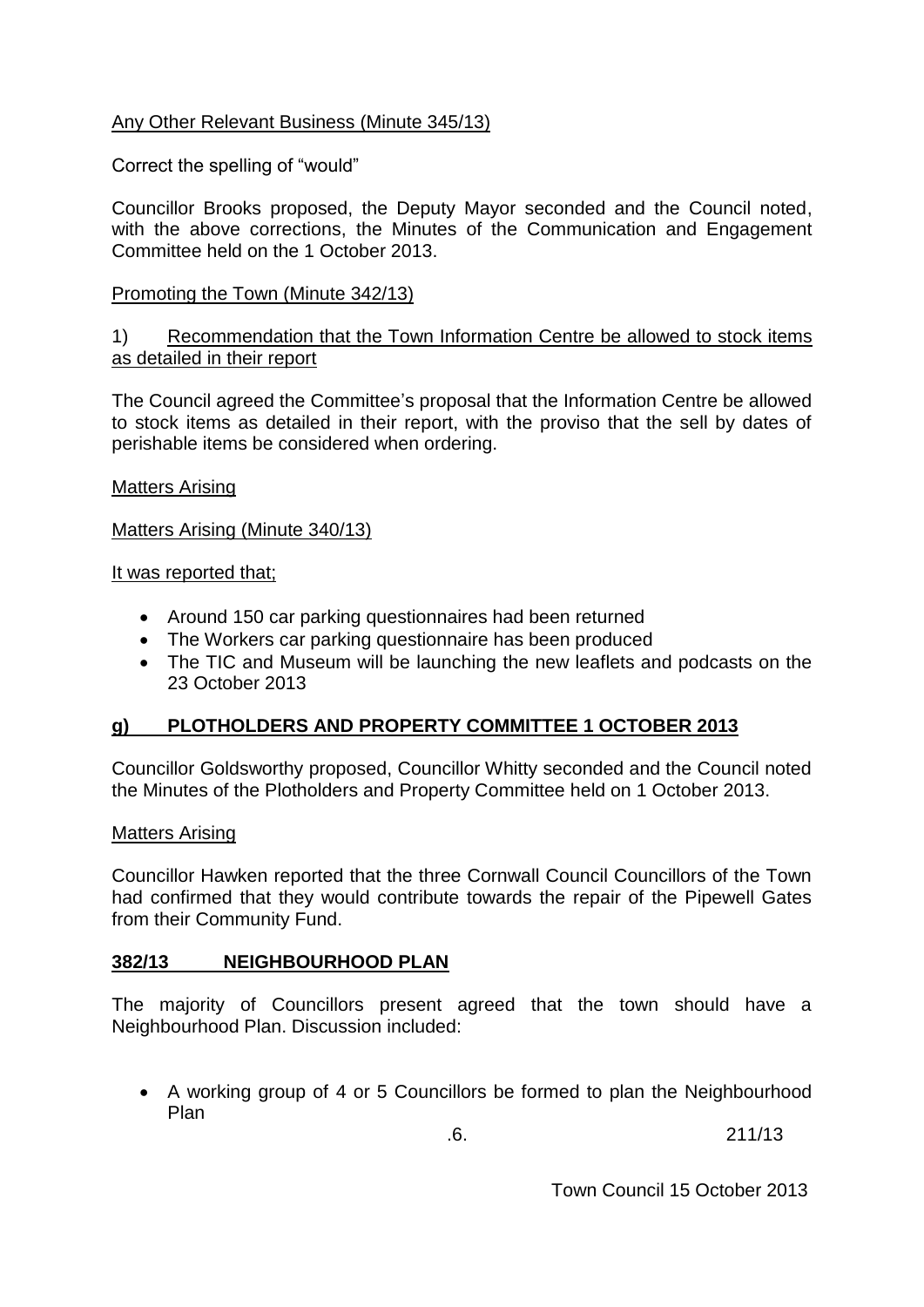Any Other Relevant Business (Minute 345/13)

Correct the spelling of "would"

Councillor Brooks proposed, the Deputy Mayor seconded and the Council noted, with the above corrections, the Minutes of the Communication and Engagement Committee held on the 1 October 2013.

Promoting the Town (Minute 342/13)

1) Recommendation that the Town Information Centre be allowed to stock items as detailed in their report

The Council agreed the Committee's proposal that the Information Centre be allowed to stock items as detailed in their report, with the proviso that the sell by dates of perishable items be considered when ordering.

Matters Arising

Matters Arising (Minute 340/13)

It was reported that;

- Around 150 car parking questionnaires had been returned
- The Workers car parking questionnaire has been produced
- The TIC and Museum will be launching the new leaflets and podcasts on the 23 October 2013

## g) PLOTHOLDERS AND PROPERTY COMMITTEE 1 OCTOBER 2013

Councillor Goldsworthy proposed, Councillor Whitty seconded and the Council noted the Minutes of the Plotholders and Property Committee held on 1 October 2013.

Matters Arising

Councillor Hawken reported that the three Cornwall Council Councillors of the Town had confirmed that they would contribute towards the repair of the Pipewell Gates from their Community Fund.

## 382/13 NEIGHBOURHOOD PLAN

The majority of Councillors present agreed that the town should have a Neighbourhood Plan. Discussion included:

- A working group of 4 or 5 Councillors be formed to plan the Neighbourhood Plan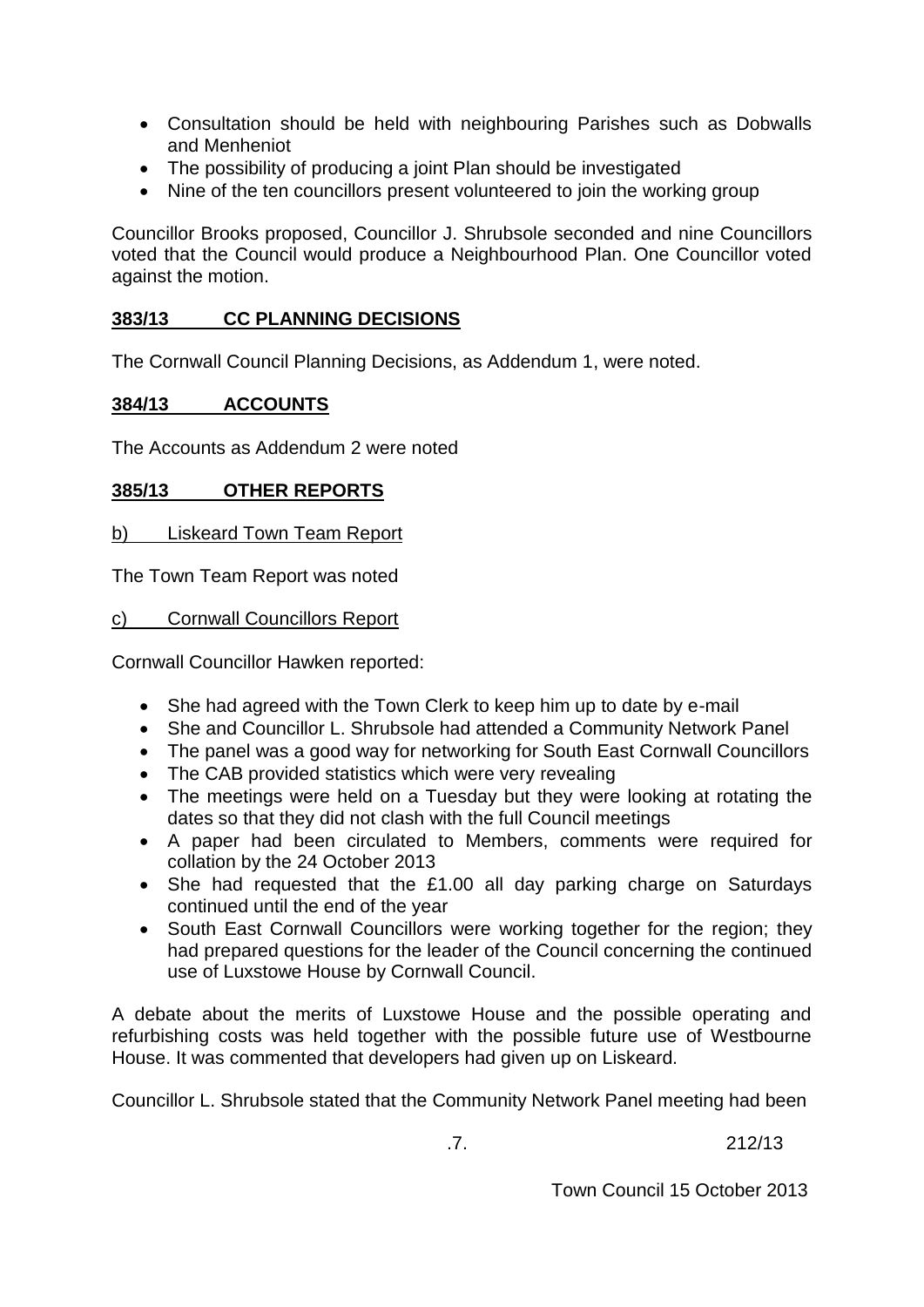- Consultation should be held with neighbouring Parishes such as Dobwalls and Menheniot
- The possibility of producing a joint Plan should be investigated
- Nine of the ten councillors present volunteered to join the working group

Councillor Brooks proposed, Councillor J. Shrubsole seconded and nine Councillors voted that the Council would produce a Neighbourhood Plan. One Councillor voted against the motion.

## **383/13 CC PLANNING DECISIONS**

The Cornwall Council Planning Decisions, as Addendum 1, were noted.

## **384/13 ACCOUNTS**

The Accounts as Addendum 2 were noted

## **385/13 OTHER REPORTS**

b) Liskeard Town Team Report

The Town Team Report was noted

c) Cornwall Councillors Report

Cornwall Councillor Hawken reported:

- She had agreed with the Town Clerk to keep him up to date by e-mail
- She and Councillor L. Shrubsole had attended a Community Network Panel
- The panel was a good way for networking for South East Cornwall Councillors
- The CAB provided statistics which were very revealing
- The meetings were held on a Tuesday but they were looking at rotating the dates so that they did not clash with the full Council meetings
- A paper had been circulated to Members, comments were required for collation by the 24 October 2013
- She had requested that the £1.00 all day parking charge on Saturdays continued until the end of the year
- South East Cornwall Councillors were working together for the region; they had prepared questions for the leader of the Council concerning the continued use of Luxstowe House by Cornwall Council.

A debate about the merits of Luxstowe House and the possible operating and refurbishing costs was held together with the possible future use of Westbourne House. It was commented that developers had given up on Liskeard.

Councillor L. Shrubsole stated that the Community Network Panel meeting had been

212/13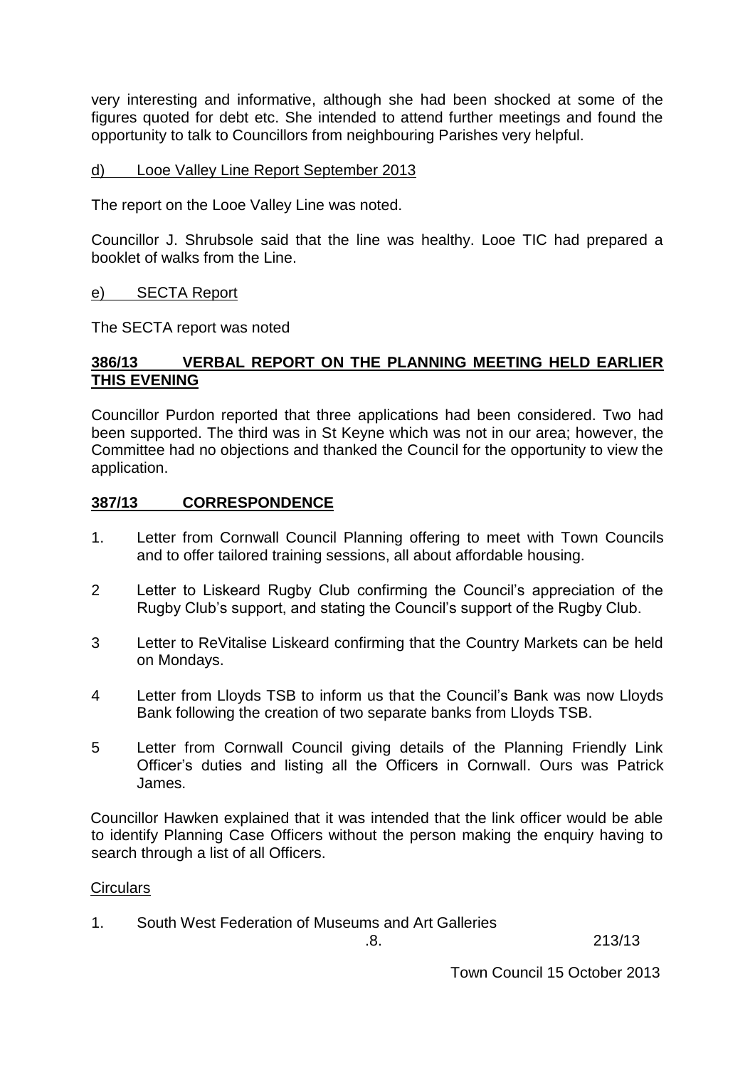very interesting and informative, although she had been shocked at some of the figures quoted for debt etc. She intended to attend further meetings and found the opportunity to talk to Councillors from neighbouring Parishes very helpful.

d) Looe Valley Line Report September 2013

The report on the Looe Valley Line was noted.

Councillor J. Shrubsole said that the line was healthy. Looe TIC had prepared a booklet of walks from the Line.

e) SECTA Report

The SECTA report was noted

**386/13 VERBAL REPORT ON THE PLANNING MEETING HELD EARLIER THIS EVENING**

Councillor Purdon reported that three applications had been considered. Two had been supported. The third was in St Keyne which was not in our area; however, the Committee had no objections and thanked the Council for the opportunity to view the application.

**387/13 CORRESPONDENCE**

1. Letter from Cornwall Council Planning offering to meet with Town Councils and to offer tailored training sessions, all about affordable housing.

2. Letter to Liskeard Rugby Club confirming the Council's appreciation of the Rugby Club's support, and stating the Council's support of the Rugby Club.

3. Letter to ReVitalise Liskeard confirming that the Country Markets can be held on Mondays.

4. Letter from Lloyds TSB to inform us that the Council's Bank was now Lloyds Bank following the creation of two separate banks from Lloyds TSB.

5. Letter from Cornwall Council giving details of the Planning Friendly Link Officer's duties and listing all the Officers in Cornwall. Ours was Patrick James.

Councillor Hawken explained that it was intended that the link officer would be able to identify Planning Case Officers without the person making the enquiry having to search through a list of all Officers.

Circulars

1. South West Federation of Museums and Art Galleries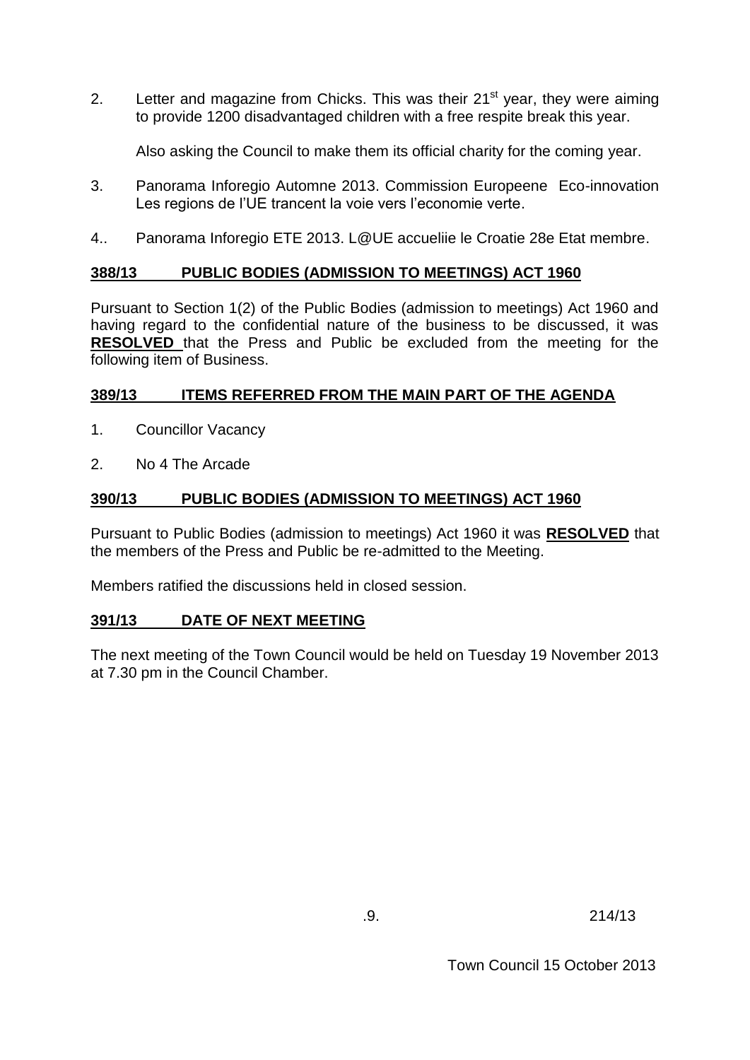2. Letter and magazine from Chicks. This was their 21st year, they were aiming to provide 1200 disadvantaged children with a free respite break this year.

   Also asking the Council to make them its official charity for the coming year.

3. Panorama Inforegio Automne 2013. Commission Europeene Eco-innovation Les regions de l'UE trancent la voie vers l'economie verte.

4.. Panorama Inforegio ETE 2013. L@UE accueliie le Croatie 28e Etat membre.

## 388/13 PUBLIC BODIES (ADMISSION TO MEETINGS) ACT 1960

Pursuant to Section 1(2) of the Public Bodies (admission to meetings) Act 1960 and having regard to the confidential nature of the business to be discussed, it was **RESOLVED** that the Press and Public be excluded from the meeting for the following item of Business.

## 389/13 ITEMS REFERRED FROM THE MAIN PART OF THE AGENDA

1. Councillor Vacancy

2. No 4 The Arcade

## 390/13 PUBLIC BODIES (ADMISSION TO MEETINGS) ACT 1960

Pursuant to Public Bodies (admission to meetings) Act 1960 it was **RESOLVED** that the members of the Press and Public be re-admitted to the Meeting.

Members ratified the discussions held in closed session.

## 391/13 DATE OF NEXT MEETING

The next meeting of the Town Council would be held on Tuesday 19 November 2013 at 7.30 pm in the Council Chamber.

214/13